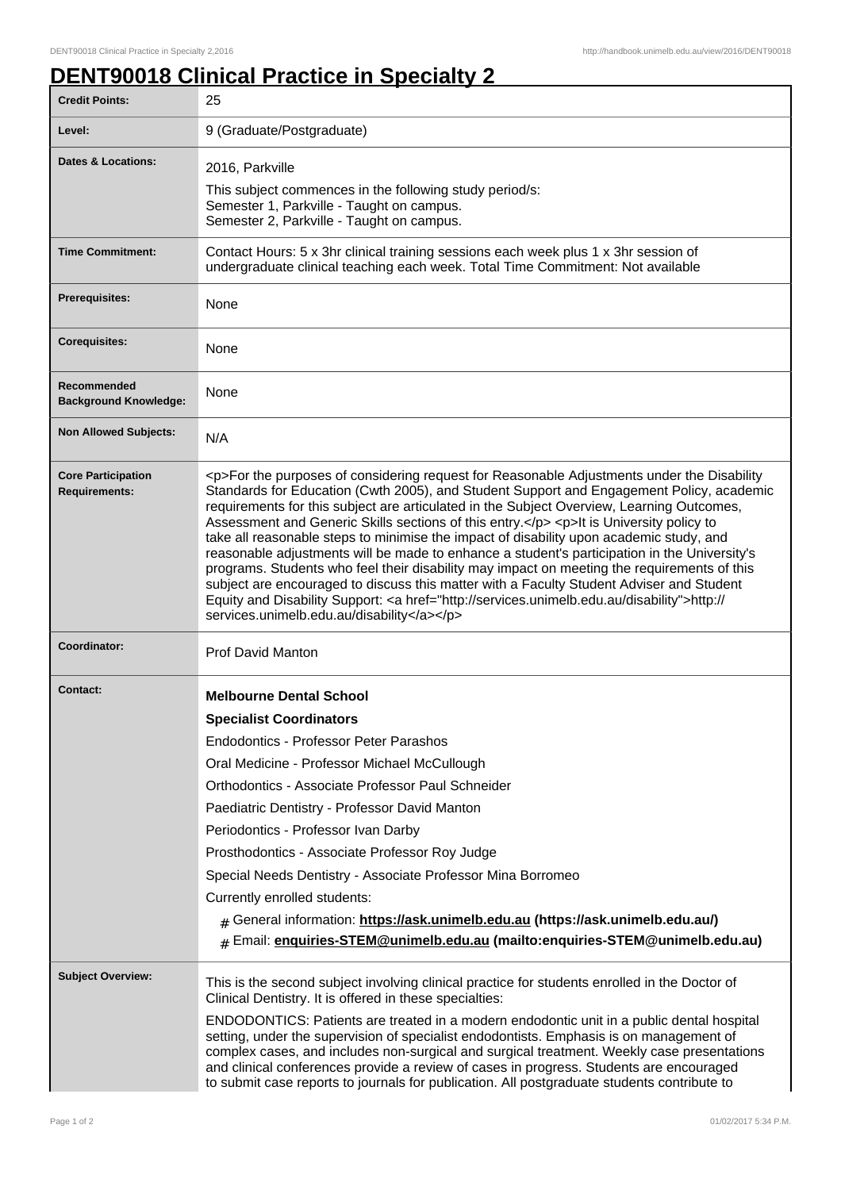# DENT90018 Clinical Practice in Specialty 2

| | |
|---|---|
| **Credit Points:** | 25 |
| **Level:** | 9 (Graduate/Postgraduate) |
| **Dates & Locations:** | 2016, Parkville<br>This subject commences in the following study period/s:<br>Semester 1, Parkville - Taught on campus.<br>Semester 2, Parkville - Taught on campus. |
| **Time Commitment:** | Contact Hours: 5 x 3hr clinical training sessions each week plus 1 x 3hr session of undergraduate clinical teaching each week. Total Time Commitment: Not available |
| **Prerequisites:** | None |
| **Corequisites:** | None |
| **Recommended Background Knowledge:** | None |
| **Non Allowed Subjects:** | N/A |
| **Core Participation Requirements:** | <p>For the purposes of considering request for Reasonable Adjustments under the Disability Standards for Education (Cwth 2005), and Student Support and Engagement Policy, academic requirements for this subject are articulated in the Subject Overview, Learning Outcomes, Assessment and Generic Skills sections of this entry.</p> <p>It is University policy to take all reasonable steps to minimise the impact of disability upon academic study, and reasonable adjustments will be made to enhance a student's participation in the University's programs. Students who feel their disability may impact on meeting the requirements of this subject are encouraged to discuss this matter with a Faculty Student Adviser and Student Equity and Disability Support: <a href="http://services.unimelb.edu.au/disability">http://services.unimelb.edu.au/disability</a></p> |
| **Coordinator:** | Prof David Manton |
| **Contact:** | **Melbourne Dental School**<br>**Specialist Coordinators**<br>Endodontics - Professor Peter Parashos<br>Oral Medicine - Professor Michael McCullough<br>Orthodontics - Associate Professor Paul Schneider<br>Paediatric Dentistry - Professor David Manton<br>Periodontics - Professor Ivan Darby<br>Prosthodontics - Associate Professor Roy Judge<br>Special Needs Dentistry - Associate Professor Mina Borromeo<br>Currently enrolled students:<br># General information: **https://ask.unimelb.edu.au (https://ask.unimelb.edu.au/)**<br># Email: **enquiries-STEM@unimelb.edu.au (mailto:enquiries-STEM@unimelb.edu.au)** |
| **Subject Overview:** | This is the second subject involving clinical practice for students enrolled in the Doctor of Clinical Dentistry. It is offered in these specialties:<br>ENDODONTICS: Patients are treated in a modern endodontic unit in a public dental hospital setting, under the supervision of specialist endodontists. Emphasis is on management of complex cases, and includes non-surgical and surgical treatment. Weekly case presentations and clinical conferences provide a review of cases in progress. Students are encouraged to submit case reports to journals for publication. All postgraduate students contribute to |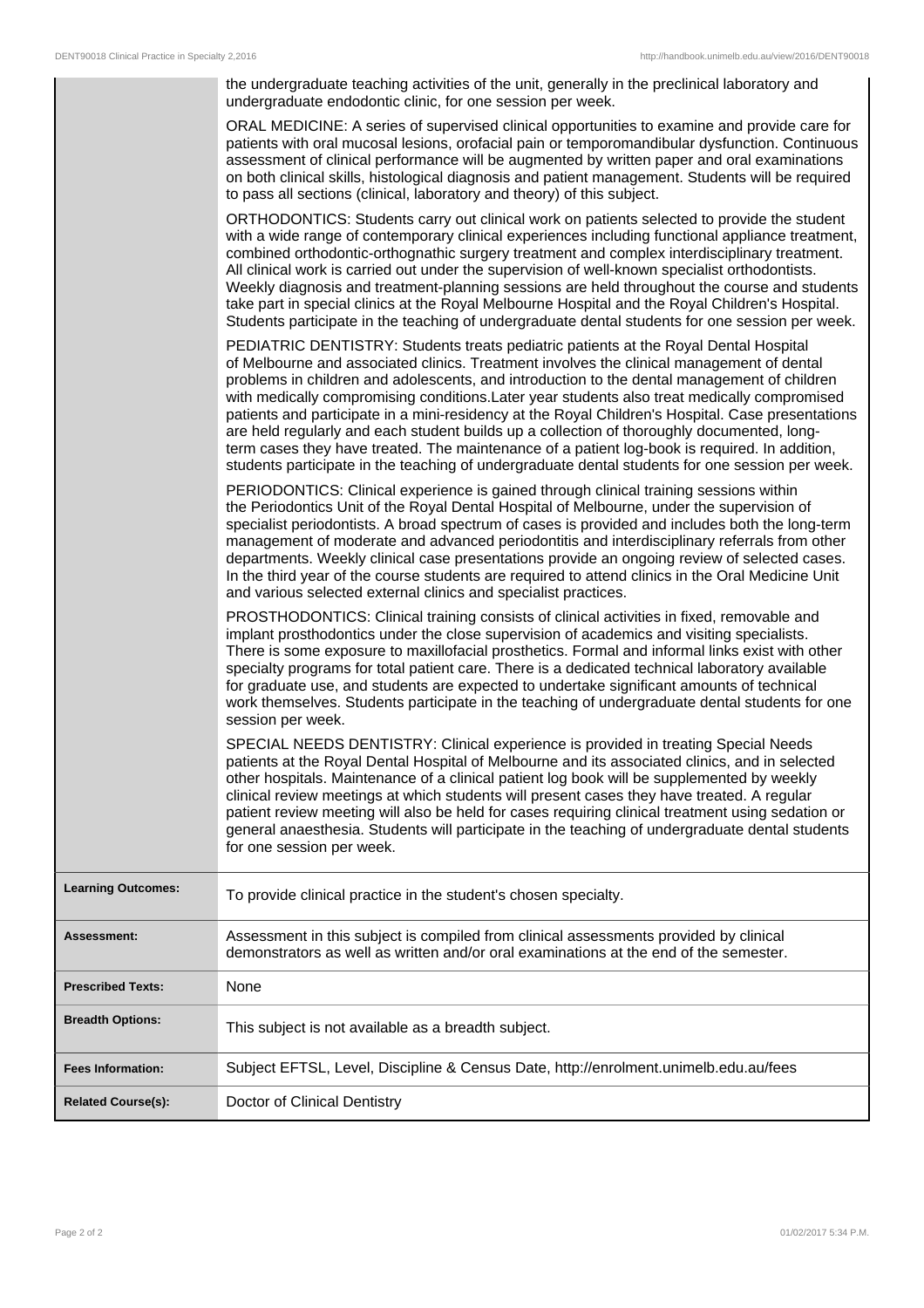| | |
|---|---|
| | the undergraduate teaching activities of the unit, generally in the preclinical laboratory and undergraduate endodontic clinic, for one session per week.<br><br>ORAL MEDICINE: A series of supervised clinical opportunities to examine and provide care for patients with oral mucosal lesions, orofacial pain or temporomandibular dysfunction. Continuous assessment of clinical performance will be augmented by written paper and oral examinations on both clinical skills, histological diagnosis and patient management. Students will be required to pass all sections (clinical, laboratory and theory) of this subject.<br><br>ORTHODONTICS: Students carry out clinical work on patients selected to provide the student with a wide range of contemporary clinical experiences including functional appliance treatment, combined orthodontic-orthognathic surgery treatment and complex interdisciplinary treatment. All clinical work is carried out under the supervision of well-known specialist orthodontists. Weekly diagnosis and treatment-planning sessions are held throughout the course and students take part in special clinics at the Royal Melbourne Hospital and the Royal Children's Hospital. Students participate in the teaching of undergraduate dental students for one session per week.<br><br>PEDIATRIC DENTISTRY: Students treats pediatric patients at the Royal Dental Hospital of Melbourne and associated clinics. Treatment involves the clinical management of dental problems in children and adolescents, and introduction to the dental management of children with medically compromising conditions.Later year students also treat medically compromised patients and participate in a mini-residency at the Royal Children's Hospital. Case presentations are held regularly and each student builds up a collection of thoroughly documented, long-term cases they have treated. The maintenance of a patient log-book is required. In addition, students participate in the teaching of undergraduate dental students for one session per week.<br><br>PERIODONTICS: Clinical experience is gained through clinical training sessions within the Periodontics Unit of the Royal Dental Hospital of Melbourne, under the supervision of specialist periodontists. A broad spectrum of cases is provided and includes both the long-term management of moderate and advanced periodontitis and interdisciplinary referrals from other departments. Weekly clinical case presentations provide an ongoing review of selected cases. In the third year of the course students are required to attend clinics in the Oral Medicine Unit and various selected external clinics and specialist practices.<br><br>PROSTHODONTICS: Clinical training consists of clinical activities in fixed, removable and implant prosthodontics under the close supervision of academics and visiting specialists. There is some exposure to maxillofacial prosthetics. Formal and informal links exist with other specialty programs for total patient care. There is a dedicated technical laboratory available for graduate use, and students are expected to undertake significant amounts of technical work themselves. Students participate in the teaching of undergraduate dental students for one session per week.<br><br>SPECIAL NEEDS DENTISTRY: Clinical experience is provided in treating Special Needs patients at the Royal Dental Hospital of Melbourne and its associated clinics, and in selected other hospitals. Maintenance of a clinical patient log book will be supplemented by weekly clinical review meetings at which students will present cases they have treated. A regular patient review meeting will also be held for cases requiring clinical treatment using sedation or general anaesthesia. Students will participate in the teaching of undergraduate dental students for one session per week. |
| **Learning Outcomes:** | To provide clinical practice in the student's chosen specialty. |
| **Assessment:** | Assessment in this subject is compiled from clinical assessments provided by clinical demonstrators as well as written and/or oral examinations at the end of the semester. |
| **Prescribed Texts:** | None |
| **Breadth Options:** | This subject is not available as a breadth subject. |
| **Fees Information:** | Subject EFTSL, Level, Discipline & Census Date, http://enrolment.unimelb.edu.au/fees |
| **Related Course(s):** | Doctor of Clinical Dentistry |